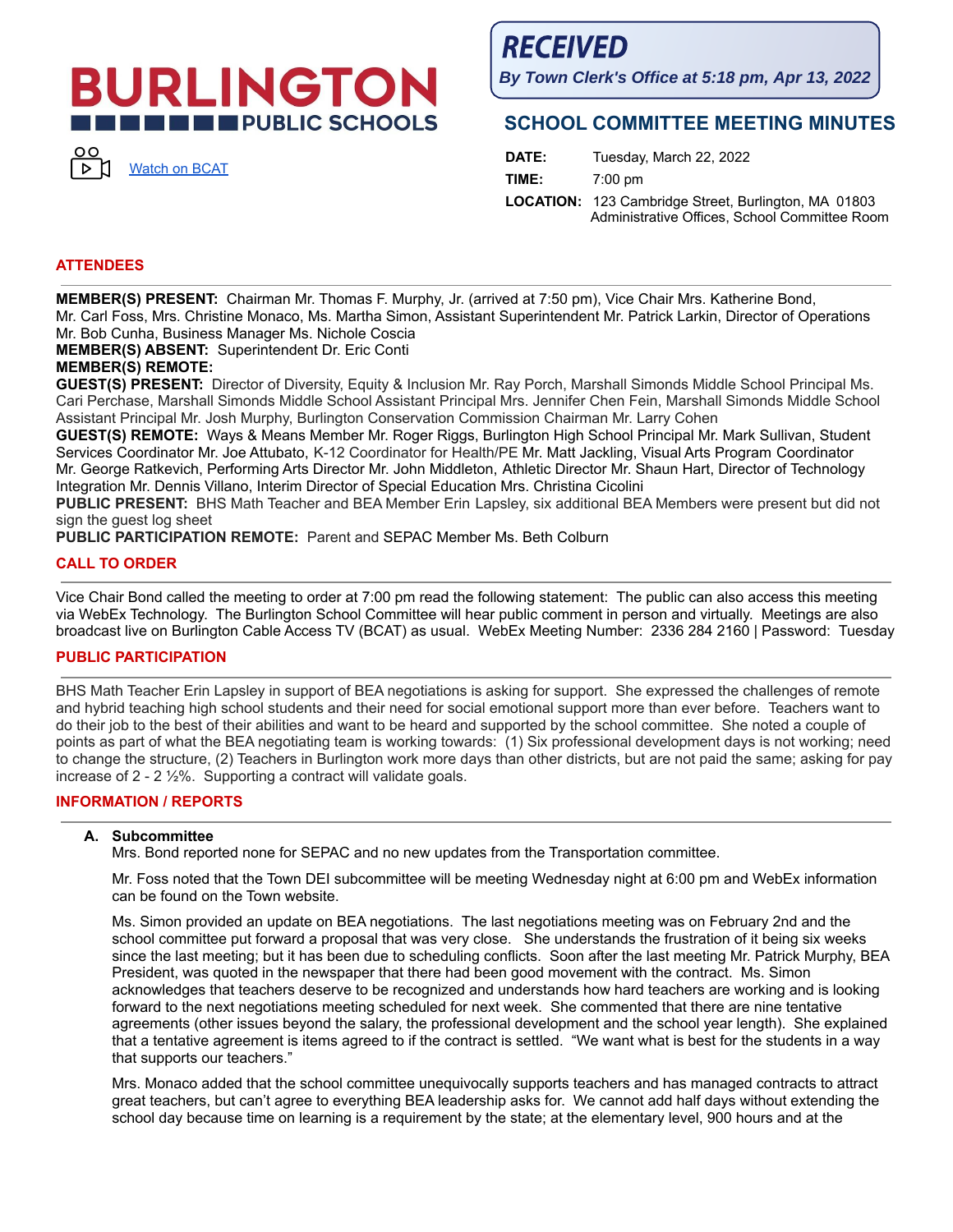# BURLINGTON PUBLIC SCHOOLS

Watch on BCAT

***RECEIVED***
***By Town Clerk's Office at 5:18 pm, Apr 13, 2022***

## SCHOOL COMMITTEE MEETING MINUTES

**DATE:** Tuesday, March 22, 2022
**TIME:** 7:00 pm
**LOCATION:** 123 Cambridge Street, Burlington, MA 01803
Administrative Offices, School Committee Room

## ATTENDEES

**MEMBER(S) PRESENT:** Chairman Mr. Thomas F. Murphy, Jr. (arrived at 7:50 pm), Vice Chair Mrs. Katherine Bond, Mr. Carl Foss, Mrs. Christine Monaco, Ms. Martha Simon, Assistant Superintendent Mr. Patrick Larkin, Director of Operations Mr. Bob Cunha, Business Manager Ms. Nichole Coscia
**MEMBER(S) ABSENT:** Superintendent Dr. Eric Conti
**MEMBER(S) REMOTE:**
**GUEST(S) PRESENT:** Director of Diversity, Equity & Inclusion Mr. Ray Porch, Marshall Simonds Middle School Principal Ms. Cari Perchase, Marshall Simonds Middle School Assistant Principal Mrs. Jennifer Chen Fein, Marshall Simonds Middle School Assistant Principal Mr. Josh Murphy, Burlington Conservation Commission Chairman Mr. Larry Cohen
**GUEST(S) REMOTE:** Ways & Means Member Mr. Roger Riggs, Burlington High School Principal Mr. Mark Sullivan, Student Services Coordinator Mr. Joe Attubato, K-12 Coordinator for Health/PE Mr. Matt Jackling, Visual Arts Program Coordinator Mr. George Ratkevich, Performing Arts Director Mr. John Middleton, Athletic Director Mr. Shaun Hart, Director of Technology Integration Mr. Dennis Villano, Interim Director of Special Education Mrs. Christina Cicolini
**PUBLIC PRESENT:** BHS Math Teacher and BEA Member Erin Lapsley, six additional BEA Members were present but did not sign the guest log sheet
**PUBLIC PARTICIPATION REMOTE:** Parent and SEPAC Member Ms. Beth Colburn

## CALL TO ORDER

Vice Chair Bond called the meeting to order at 7:00 pm read the following statement: The public can also access this meeting via WebEx Technology. The Burlington School Committee will hear public comment in person and virtually. Meetings are also broadcast live on Burlington Cable Access TV (BCAT) as usual. WebEx Meeting Number: 2336 284 2160 | Password: Tuesday

## PUBLIC PARTICIPATION

BHS Math Teacher Erin Lapsley in support of BEA negotiations is asking for support. She expressed the challenges of remote and hybrid teaching high school students and their need for social emotional support more than ever before. Teachers want to do their job to the best of their abilities and want to be heard and supported by the school committee. She noted a couple of points as part of what the BEA negotiating team is working towards: (1) Six professional development days is not working; need to change the structure, (2) Teachers in Burlington work more days than other districts, but are not paid the same; asking for pay increase of 2 - 2 ½%. Supporting a contract will validate goals.

## INFORMATION / REPORTS

**A. Subcommittee**

Mrs. Bond reported none for SEPAC and no new updates from the Transportation committee.

Mr. Foss noted that the Town DEI subcommittee will be meeting Wednesday night at 6:00 pm and WebEx information can be found on the Town website.

Ms. Simon provided an update on BEA negotiations. The last negotiations meeting was on February 2nd and the school committee put forward a proposal that was very close. She understands the frustration of it being six weeks since the last meeting; but it has been due to scheduling conflicts. Soon after the last meeting Mr. Patrick Murphy, BEA President, was quoted in the newspaper that there had been good movement with the contract. Ms. Simon acknowledges that teachers deserve to be recognized and understands how hard teachers are working and is looking forward to the next negotiations meeting scheduled for next week. She commented that there are nine tentative agreements (other issues beyond the salary, the professional development and the school year length). She explained that a tentative agreement is items agreed to if the contract is settled. "We want what is best for the students in a way that supports our teachers."

Mrs. Monaco added that the school committee unequivocally supports teachers and has managed contracts to attract great teachers, but can't agree to everything BEA leadership asks for. We cannot add half days without extending the school day because time on learning is a requirement by the state; at the elementary level, 900 hours and at the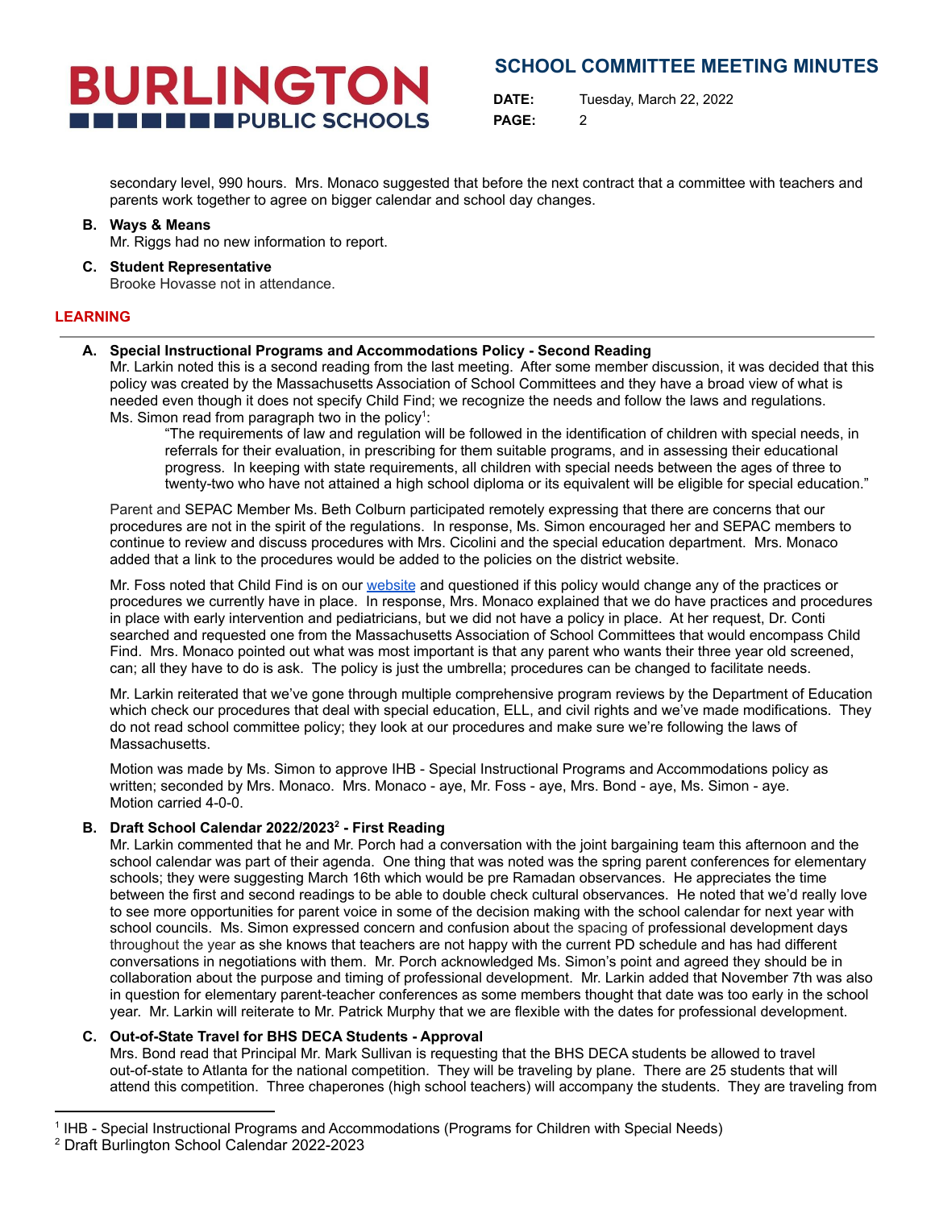secondary level, 990 hours. Mrs. Monaco suggested that before the next contract that a committee with teachers and parents work together to agree on bigger calendar and school day changes.

**B. Ways & Means**
Mr. Riggs had no new information to report.

**C. Student Representative**
Brooke Hovasse not in attendance.

## LEARNING

**A. Special Instructional Programs and Accommodations Policy - Second Reading**
Mr. Larkin noted this is a second reading from the last meeting. After some member discussion, it was decided that this policy was created by the Massachusetts Association of School Committees and they have a broad view of what is needed even though it does not specify Child Find; we recognize the needs and follow the laws and regulations. Ms. Simon read from paragraph two in the policy[1]:

> "The requirements of law and regulation will be followed in the identification of children with special needs, in referrals for their evaluation, in prescribing for them suitable programs, and in assessing their educational progress. In keeping with state requirements, all children with special needs between the ages of three to twenty-two who have not attained a high school diploma or its equivalent will be eligible for special education."

Parent and SEPAC Member Ms. Beth Colburn participated remotely expressing that there are concerns that our procedures are not in the spirit of the regulations. In response, Ms. Simon encouraged her and SEPAC members to continue to review and discuss procedures with Mrs. Cicolini and the special education department. Mrs. Monaco added that a link to the procedures would be added to the policies on the district website.

Mr. Foss noted that Child Find is on our website and questioned if this policy would change any of the practices or procedures we currently have in place. In response, Mrs. Monaco explained that we do have practices and procedures in place with early intervention and pediatricians, but we did not have a policy in place. At her request, Dr. Conti searched and requested one from the Massachusetts Association of School Committees that would encompass Child Find. Mrs. Monaco pointed out what was most important is that any parent who wants their three year old screened, can; all they have to do is ask. The policy is just the umbrella; procedures can be changed to facilitate needs.

Mr. Larkin reiterated that we've gone through multiple comprehensive program reviews by the Department of Education which check our procedures that deal with special education, ELL, and civil rights and we've made modifications. They do not read school committee policy; they look at our procedures and make sure we're following the laws of Massachusetts.

Motion was made by Ms. Simon to approve IHB - Special Instructional Programs and Accommodations policy as written; seconded by Mrs. Monaco. Mrs. Monaco - aye, Mr. Foss - aye, Mrs. Bond - aye, Ms. Simon - aye.
Motion carried 4-0-0.

**B. Draft School Calendar 2022/2023[2] - First Reading**
Mr. Larkin commented that he and Mr. Porch had a conversation with the joint bargaining team this afternoon and the school calendar was part of their agenda. One thing that was noted was the spring parent conferences for elementary schools; they were suggesting March 16th which would be pre Ramadan observances. He appreciates the time between the first and second readings to be able to double check cultural observances. He noted that we'd really love to see more opportunities for parent voice in some of the decision making with the school calendar for next year with school councils. Ms. Simon expressed concern and confusion about the spacing of professional development days throughout the year as she knows that teachers are not happy with the current PD schedule and has had different conversations in negotiations with them. Mr. Porch acknowledged Ms. Simon's point and agreed they should be in collaboration about the purpose and timing of professional development. Mr. Larkin added that November 7th was also in question for elementary parent-teacher conferences as some members thought that date was too early in the school year. Mr. Larkin will reiterate to Mr. Patrick Murphy that we are flexible with the dates for professional development.

**C. Out-of-State Travel for BHS DECA Students - Approval**
Mrs. Bond read that Principal Mr. Mark Sullivan is requesting that the BHS DECA students be allowed to travel out-of-state to Atlanta for the national competition. They will be traveling by plane. There are 25 students that will attend this competition. Three chaperones (high school teachers) will accompany the students. They are traveling from

---

[1] IHB - Special Instructional Programs and Accommodations (Programs for Children with Special Needs)
[2] Draft Burlington School Calendar 2022-2023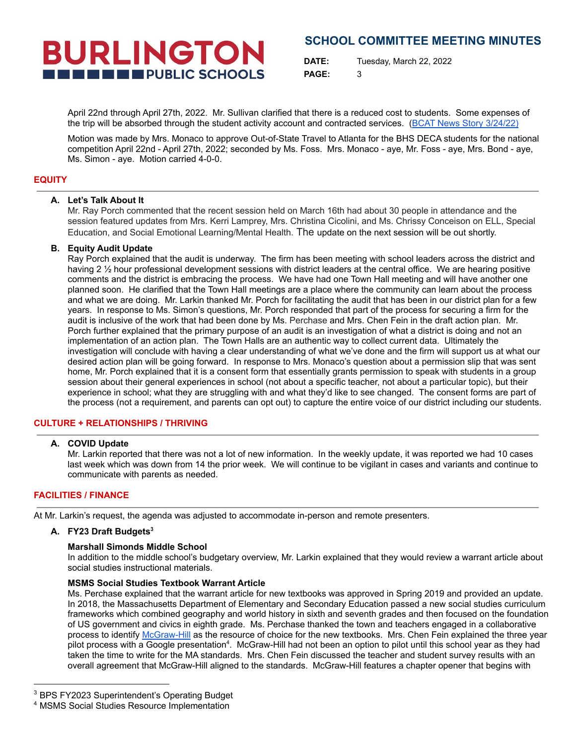April 22nd through April 27th, 2022. Mr. Sullivan clarified that there is a reduced cost to students. Some expenses of the trip will be absorbed through the student activity account and contracted services. (BCAT News Story 3/24/22)

Motion was made by Mrs. Monaco to approve Out-of-State Travel to Atlanta for the BHS DECA students for the national competition April 22nd - April 27th, 2022; seconded by Ms. Foss. Mrs. Monaco - aye, Mr. Foss - aye, Mrs. Bond - aye, Ms. Simon - aye. Motion carried 4-0-0.

## EQUITY

**A. Let's Talk About It**

Mr. Ray Porch commented that the recent session held on March 16th had about 30 people in attendance and the session featured updates from Mrs. Kerri Lamprey, Mrs. Christina Cicolini, and Ms. Chrissy Conceison on ELL, Special Education, and Social Emotional Learning/Mental Health. The update on the next session will be out shortly.

**B. Equity Audit Update**

Ray Porch explained that the audit is underway. The firm has been meeting with school leaders across the district and having 2 ½ hour professional development sessions with district leaders at the central office. We are hearing positive comments and the district is embracing the process. We have had one Town Hall meeting and will have another one planned soon. He clarified that the Town Hall meetings are a place where the community can learn about the process and what we are doing. Mr. Larkin thanked Mr. Porch for facilitating the audit that has been in our district plan for a few years. In response to Ms. Simon's questions, Mr. Porch responded that part of the process for securing a firm for the audit is inclusive of the work that had been done by Ms. Perchase and Mrs. Chen Fein in the draft action plan. Mr. Porch further explained that the primary purpose of an audit is an investigation of what a district is doing and not an implementation of an action plan. The Town Halls are an authentic way to collect current data. Ultimately the investigation will conclude with having a clear understanding of what we've done and the firm will support us at what our desired action plan will be going forward. In response to Mrs. Monaco's question about a permission slip that was sent home, Mr. Porch explained that it is a consent form that essentially grants permission to speak with students in a group session about their general experiences in school (not about a specific teacher, not about a particular topic), but their experience in school; what they are struggling with and what they'd like to see changed. The consent forms are part of the process (not a requirement, and parents can opt out) to capture the entire voice of our district including our students.

## CULTURE + RELATIONSHIPS / THRIVING

**A. COVID Update**

Mr. Larkin reported that there was not a lot of new information. In the weekly update, it was reported we had 10 cases last week which was down from 14 the prior week. We will continue to be vigilant in cases and variants and continue to communicate with parents as needed.

## FACILITIES / FINANCE

At Mr. Larkin's request, the agenda was adjusted to accommodate in-person and remote presenters.

**A. FY23 Draft Budgets[3]**

**Marshall Simonds Middle School**

In addition to the middle school's budgetary overview, Mr. Larkin explained that they would review a warrant article about social studies instructional materials.

**MSMS Social Studies Textbook Warrant Article**

Ms. Perchase explained that the warrant article for new textbooks was approved in Spring 2019 and provided an update. In 2018, the Massachusetts Department of Elementary and Secondary Education passed a new social studies curriculum frameworks which combined geography and world history in sixth and seventh grades and then focused on the foundation of US government and civics in eighth grade. Ms. Perchase thanked the town and teachers engaged in a collaborative process to identify McGraw-Hill as the resource of choice for the new textbooks. Mrs. Chen Fein explained the three year pilot process with a Google presentation[4]. McGraw-Hill had not been an option to pilot until this school year as they had taken the time to write for the MA standards. Mrs. Chen Fein discussed the teacher and student survey results with an overall agreement that McGraw-Hill aligned to the standards. McGraw-Hill features a chapter opener that begins with

---

[3] BPS FY2023 Superintendent's Operating Budget

[4] MSMS Social Studies Resource Implementation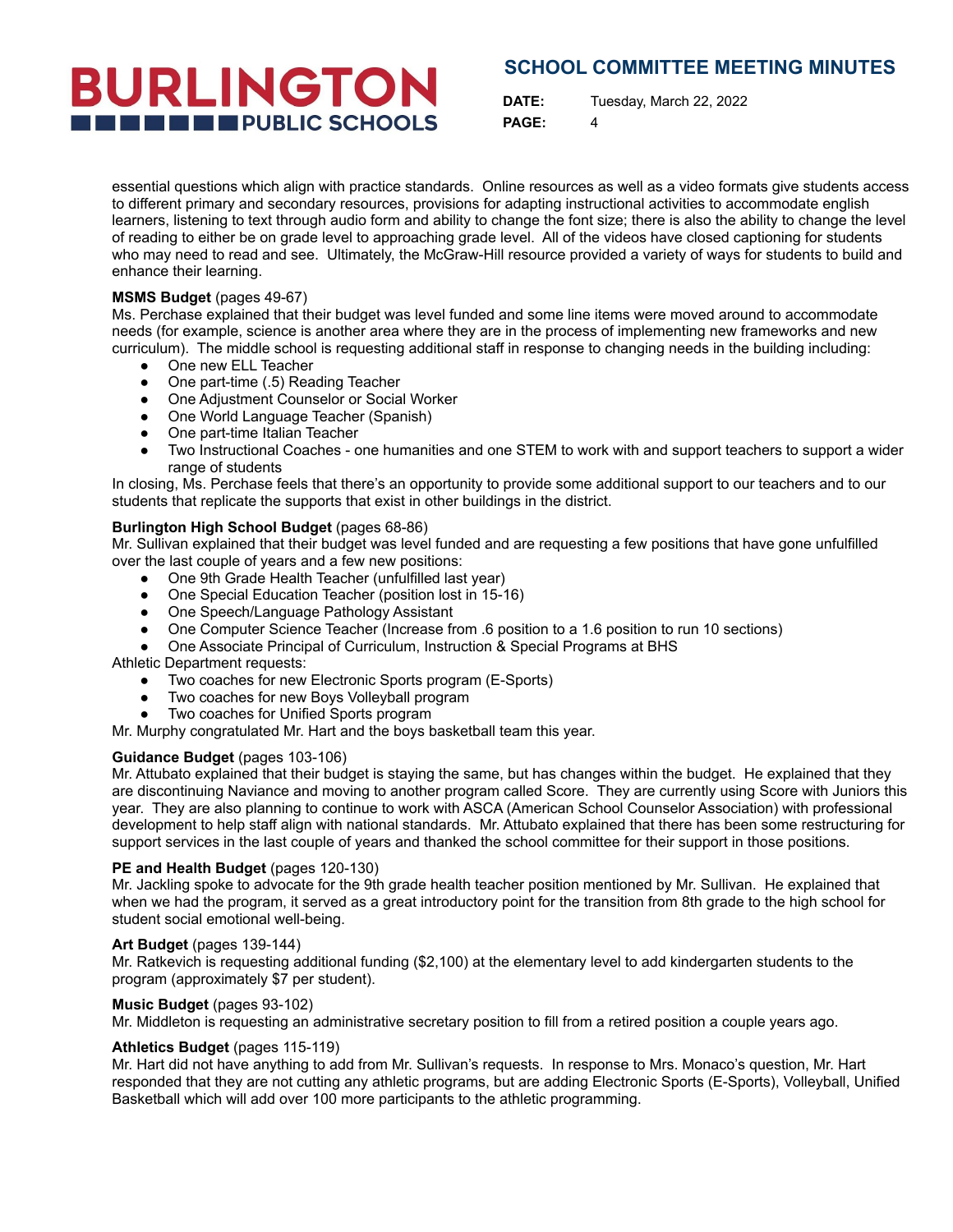essential questions which align with practice standards. Online resources as well as a video formats give students access to different primary and secondary resources, provisions for adapting instructional activities to accommodate english learners, listening to text through audio form and ability to change the font size; there is also the ability to change the level of reading to either be on grade level to approaching grade level. All of the videos have closed captioning for students who may need to read and see. Ultimately, the McGraw-Hill resource provided a variety of ways for students to build and enhance their learning.

**MSMS Budget** (pages 49-67)
Ms. Perchase explained that their budget was level funded and some line items were moved around to accommodate needs (for example, science is another area where they are in the process of implementing new frameworks and new curriculum). The middle school is requesting additional staff in response to changing needs in the building including:

- One new ELL Teacher
- One part-time (.5) Reading Teacher
- One Adjustment Counselor or Social Worker
- One World Language Teacher (Spanish)
- One part-time Italian Teacher
- Two Instructional Coaches - one humanities and one STEM to work with and support teachers to support a wider range of students

In closing, Ms. Perchase feels that there's an opportunity to provide some additional support to our teachers and to our students that replicate the supports that exist in other buildings in the district.

**Burlington High School Budget** (pages 68-86)
Mr. Sullivan explained that their budget was level funded and are requesting a few positions that have gone unfulfilled over the last couple of years and a few new positions:

- One 9th Grade Health Teacher (unfulfilled last year)
- One Special Education Teacher (position lost in 15-16)
- One Speech/Language Pathology Assistant
- One Computer Science Teacher (Increase from .6 position to a 1.6 position to run 10 sections)
- One Associate Principal of Curriculum, Instruction & Special Programs at BHS

Athletic Department requests:

- Two coaches for new Electronic Sports program (E-Sports)
- Two coaches for new Boys Volleyball program
- Two coaches for Unified Sports program

Mr. Murphy congratulated Mr. Hart and the boys basketball team this year.

**Guidance Budget** (pages 103-106)
Mr. Attubato explained that their budget is staying the same, but has changes within the budget. He explained that they are discontinuing Naviance and moving to another program called Score. They are currently using Score with Juniors this year. They are also planning to continue to work with ASCA (American School Counselor Association) with professional development to help staff align with national standards. Mr. Attubato explained that there has been some restructuring for support services in the last couple of years and thanked the school committee for their support in those positions.

**PE and Health Budget** (pages 120-130)
Mr. Jackling spoke to advocate for the 9th grade health teacher position mentioned by Mr. Sullivan. He explained that when we had the program, it served as a great introductory point for the transition from 8th grade to the high school for student social emotional well-being.

**Art Budget** (pages 139-144)
Mr. Ratkevich is requesting additional funding ($2,100) at the elementary level to add kindergarten students to the program (approximately $7 per student).

**Music Budget** (pages 93-102)
Mr. Middleton is requesting an administrative secretary position to fill from a retired position a couple years ago.

**Athletics Budget** (pages 115-119)
Mr. Hart did not have anything to add from Mr. Sullivan's requests. In response to Mrs. Monaco's question, Mr. Hart responded that they are not cutting any athletic programs, but are adding Electronic Sports (E-Sports), Volleyball, Unified Basketball which will add over 100 more participants to the athletic programming.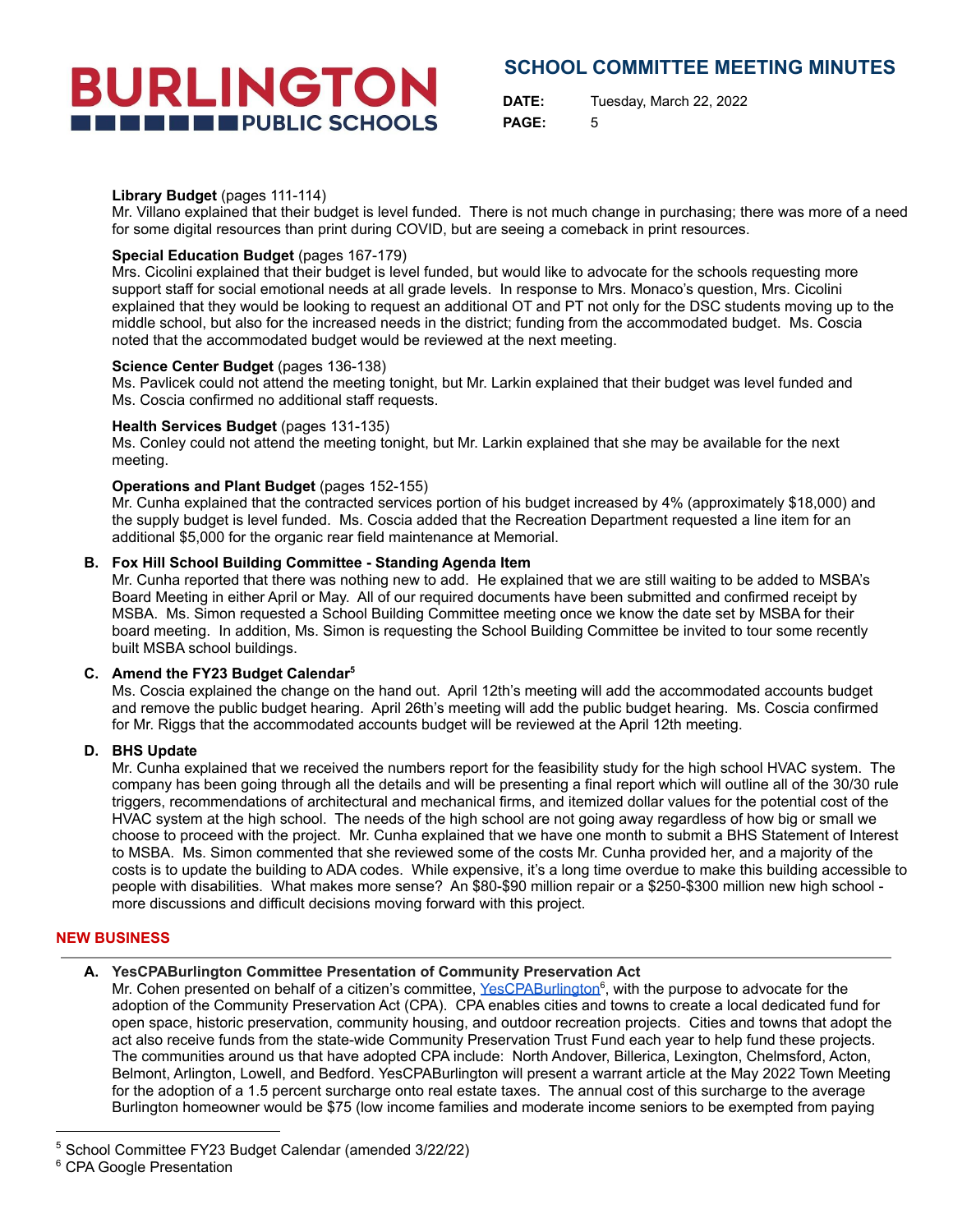**Library Budget** (pages 111-114)
Mr. Villano explained that their budget is level funded. There is not much change in purchasing; there was more of a need for some digital resources than print during COVID, but are seeing a comeback in print resources.

**Special Education Budget** (pages 167-179)
Mrs. Cicolini explained that their budget is level funded, but would like to advocate for the schools requesting more support staff for social emotional needs at all grade levels. In response to Mrs. Monaco's question, Mrs. Cicolini explained that they would be looking to request an additional OT and PT not only for the DSC students moving up to the middle school, but also for the increased needs in the district; funding from the accommodated budget. Ms. Coscia noted that the accommodated budget would be reviewed at the next meeting.

**Science Center Budget** (pages 136-138)
Ms. Pavlicek could not attend the meeting tonight, but Mr. Larkin explained that their budget was level funded and Ms. Coscia confirmed no additional staff requests.

**Health Services Budget** (pages 131-135)
Ms. Conley could not attend the meeting tonight, but Mr. Larkin explained that she may be available for the next meeting.

**Operations and Plant Budget** (pages 152-155)
Mr. Cunha explained that the contracted services portion of his budget increased by 4% (approximately $18,000) and the supply budget is level funded. Ms. Coscia added that the Recreation Department requested a line item for an additional $5,000 for the organic rear field maintenance at Memorial.

**B. Fox Hill School Building Committee - Standing Agenda Item**
Mr. Cunha reported that there was nothing new to add. He explained that we are still waiting to be added to MSBA's Board Meeting in either April or May. All of our required documents have been submitted and confirmed receipt by MSBA. Ms. Simon requested a School Building Committee meeting once we know the date set by MSBA for their board meeting. In addition, Ms. Simon is requesting the School Building Committee be invited to tour some recently built MSBA school buildings.

**C. Amend the FY23 Budget Calendar**[5]
Ms. Coscia explained the change on the hand out. April 12th's meeting will add the accommodated accounts budget and remove the public budget hearing. April 26th's meeting will add the public budget hearing. Ms. Coscia confirmed for Mr. Riggs that the accommodated accounts budget will be reviewed at the April 12th meeting.

**D. BHS Update**
Mr. Cunha explained that we received the numbers report for the feasibility study for the high school HVAC system. The company has been going through all the details and will be presenting a final report which will outline all of the 30/30 rule triggers, recommendations of architectural and mechanical firms, and itemized dollar values for the potential cost of the HVAC system at the high school. The needs of the high school are not going away regardless of how big or small we choose to proceed with the project. Mr. Cunha explained that we have one month to submit a BHS Statement of Interest to MSBA. Ms. Simon commented that she reviewed some of the costs Mr. Cunha provided her, and a majority of the costs is to update the building to ADA codes. While expensive, it's a long time overdue to make this building accessible to people with disabilities. What makes more sense? An $80-$90 million repair or a $250-$300 million new high school - more discussions and difficult decisions moving forward with this project.

## NEW BUSINESS

**A. YesCPABurlington Committee Presentation of Community Preservation Act**
Mr. Cohen presented on behalf of a citizen's committee, YesCPABurlington[6], with the purpose to advocate for the adoption of the Community Preservation Act (CPA). CPA enables cities and towns to create a local dedicated fund for open space, historic preservation, community housing, and outdoor recreation projects. Cities and towns that adopt the act also receive funds from the state-wide Community Preservation Trust Fund each year to help fund these projects. The communities around us that have adopted CPA include: North Andover, Billerica, Lexington, Chelmsford, Acton, Belmont, Arlington, Lowell, and Bedford. YesCPABurlington will present a warrant article at the May 2022 Town Meeting for the adoption of a 1.5 percent surcharge onto real estate taxes. The annual cost of this surcharge to the average Burlington homeowner would be $75 (low income families and moderate income seniors to be exempted from paying

---

[5] School Committee FY23 Budget Calendar (amended 3/22/22)

[6] CPA Google Presentation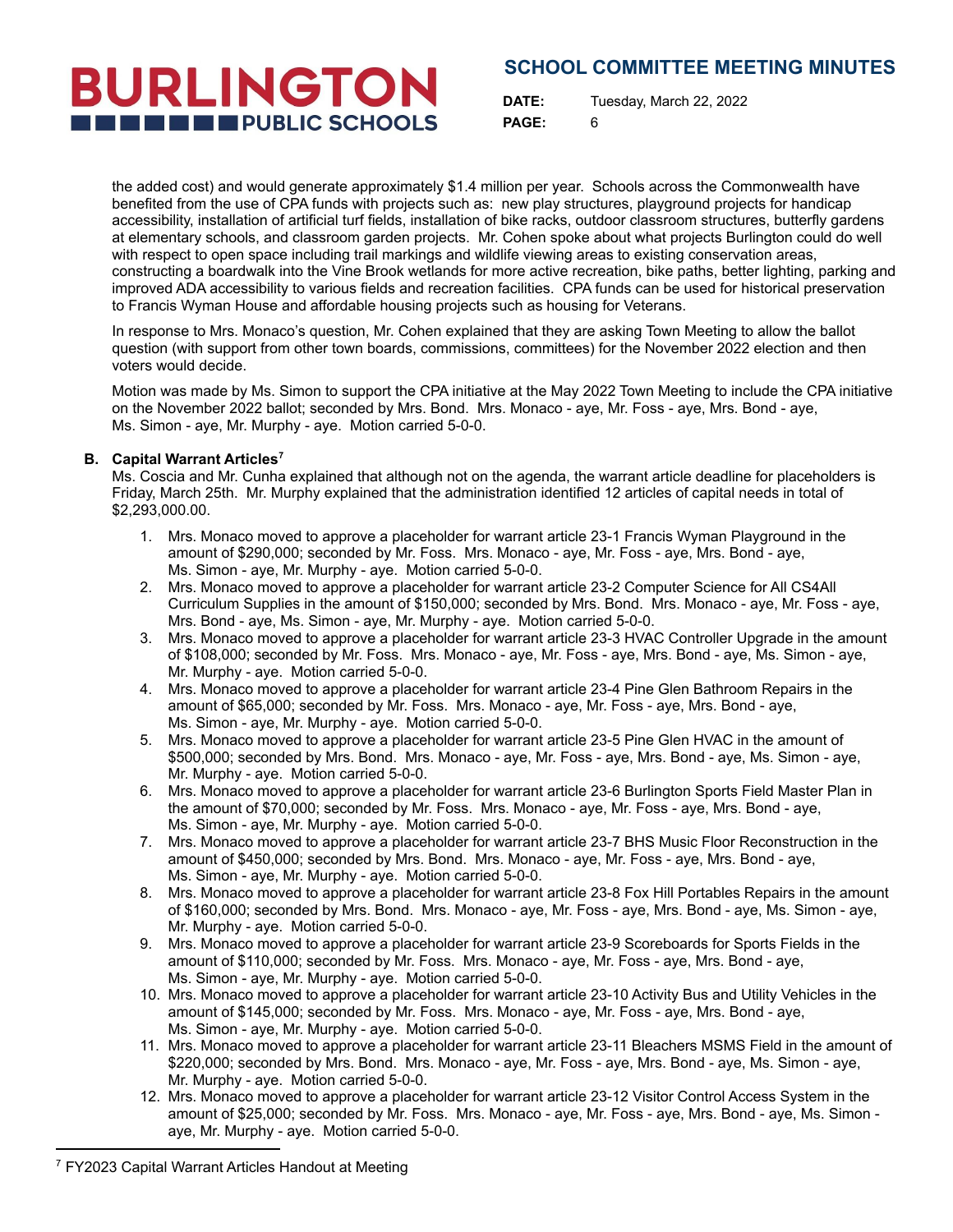the added cost) and would generate approximately $1.4 million per year. Schools across the Commonwealth have benefited from the use of CPA funds with projects such as: new play structures, playground projects for handicap accessibility, installation of artificial turf fields, installation of bike racks, outdoor classroom structures, butterfly gardens at elementary schools, and classroom garden projects. Mr. Cohen spoke about what projects Burlington could do well with respect to open space including trail markings and wildlife viewing areas to existing conservation areas, constructing a boardwalk into the Vine Brook wetlands for more active recreation, bike paths, better lighting, parking and improved ADA accessibility to various fields and recreation facilities. CPA funds can be used for historical preservation to Francis Wyman House and affordable housing projects such as housing for Veterans.

In response to Mrs. Monaco's question, Mr. Cohen explained that they are asking Town Meeting to allow the ballot question (with support from other town boards, commissions, committees) for the November 2022 election and then voters would decide.

Motion was made by Ms. Simon to support the CPA initiative at the May 2022 Town Meeting to include the CPA initiative on the November 2022 ballot; seconded by Mrs. Bond. Mrs. Monaco - aye, Mr. Foss - aye, Mrs. Bond - aye, Ms. Simon - aye, Mr. Murphy - aye. Motion carried 5-0-0.

**B. Capital Warrant Articles**[7]

Ms. Coscia and Mr. Cunha explained that although not on the agenda, the warrant article deadline for placeholders is Friday, March 25th. Mr. Murphy explained that the administration identified 12 articles of capital needs in total of $2,293,000.00.

1. Mrs. Monaco moved to approve a placeholder for warrant article 23-1 Francis Wyman Playground in the amount of $290,000; seconded by Mr. Foss. Mrs. Monaco - aye, Mr. Foss - aye, Mrs. Bond - aye, Ms. Simon - aye, Mr. Murphy - aye. Motion carried 5-0-0.
2. Mrs. Monaco moved to approve a placeholder for warrant article 23-2 Computer Science for All CS4All Curriculum Supplies in the amount of $150,000; seconded by Mrs. Bond. Mrs. Monaco - aye, Mr. Foss - aye, Mrs. Bond - aye, Ms. Simon - aye, Mr. Murphy - aye. Motion carried 5-0-0.
3. Mrs. Monaco moved to approve a placeholder for warrant article 23-3 HVAC Controller Upgrade in the amount of $108,000; seconded by Mr. Foss. Mrs. Monaco - aye, Mr. Foss - aye, Mrs. Bond - aye, Ms. Simon - aye, Mr. Murphy - aye. Motion carried 5-0-0.
4. Mrs. Monaco moved to approve a placeholder for warrant article 23-4 Pine Glen Bathroom Repairs in the amount of $65,000; seconded by Mr. Foss. Mrs. Monaco - aye, Mr. Foss - aye, Mrs. Bond - aye, Ms. Simon - aye, Mr. Murphy - aye. Motion carried 5-0-0.
5. Mrs. Monaco moved to approve a placeholder for warrant article 23-5 Pine Glen HVAC in the amount of $500,000; seconded by Mrs. Bond. Mrs. Monaco - aye, Mr. Foss - aye, Mrs. Bond - aye, Ms. Simon - aye, Mr. Murphy - aye. Motion carried 5-0-0.
6. Mrs. Monaco moved to approve a placeholder for warrant article 23-6 Burlington Sports Field Master Plan in the amount of $70,000; seconded by Mr. Foss. Mrs. Monaco - aye, Mr. Foss - aye, Mrs. Bond - aye, Ms. Simon - aye, Mr. Murphy - aye. Motion carried 5-0-0.
7. Mrs. Monaco moved to approve a placeholder for warrant article 23-7 BHS Music Floor Reconstruction in the amount of $450,000; seconded by Mrs. Bond. Mrs. Monaco - aye, Mr. Foss - aye, Mrs. Bond - aye, Ms. Simon - aye, Mr. Murphy - aye. Motion carried 5-0-0.
8. Mrs. Monaco moved to approve a placeholder for warrant article 23-8 Fox Hill Portables Repairs in the amount of $160,000; seconded by Mrs. Bond. Mrs. Monaco - aye, Mr. Foss - aye, Mrs. Bond - aye, Ms. Simon - aye, Mr. Murphy - aye. Motion carried 5-0-0.
9. Mrs. Monaco moved to approve a placeholder for warrant article 23-9 Scoreboards for Sports Fields in the amount of $110,000; seconded by Mr. Foss. Mrs. Monaco - aye, Mr. Foss - aye, Mrs. Bond - aye, Ms. Simon - aye, Mr. Murphy - aye. Motion carried 5-0-0.
10. Mrs. Monaco moved to approve a placeholder for warrant article 23-10 Activity Bus and Utility Vehicles in the amount of $145,000; seconded by Mr. Foss. Mrs. Monaco - aye, Mr. Foss - aye, Mrs. Bond - aye, Ms. Simon - aye, Mr. Murphy - aye. Motion carried 5-0-0.
11. Mrs. Monaco moved to approve a placeholder for warrant article 23-11 Bleachers MSMS Field in the amount of $220,000; seconded by Mrs. Bond. Mrs. Monaco - aye, Mr. Foss - aye, Mrs. Bond - aye, Ms. Simon - aye, Mr. Murphy - aye. Motion carried 5-0-0.
12. Mrs. Monaco moved to approve a placeholder for warrant article 23-12 Visitor Control Access System in the amount of $25,000; seconded by Mr. Foss. Mrs. Monaco - aye, Mr. Foss - aye, Mrs. Bond - aye, Ms. Simon - aye, Mr. Murphy - aye. Motion carried 5-0-0.

---

[7] FY2023 Capital Warrant Articles Handout at Meeting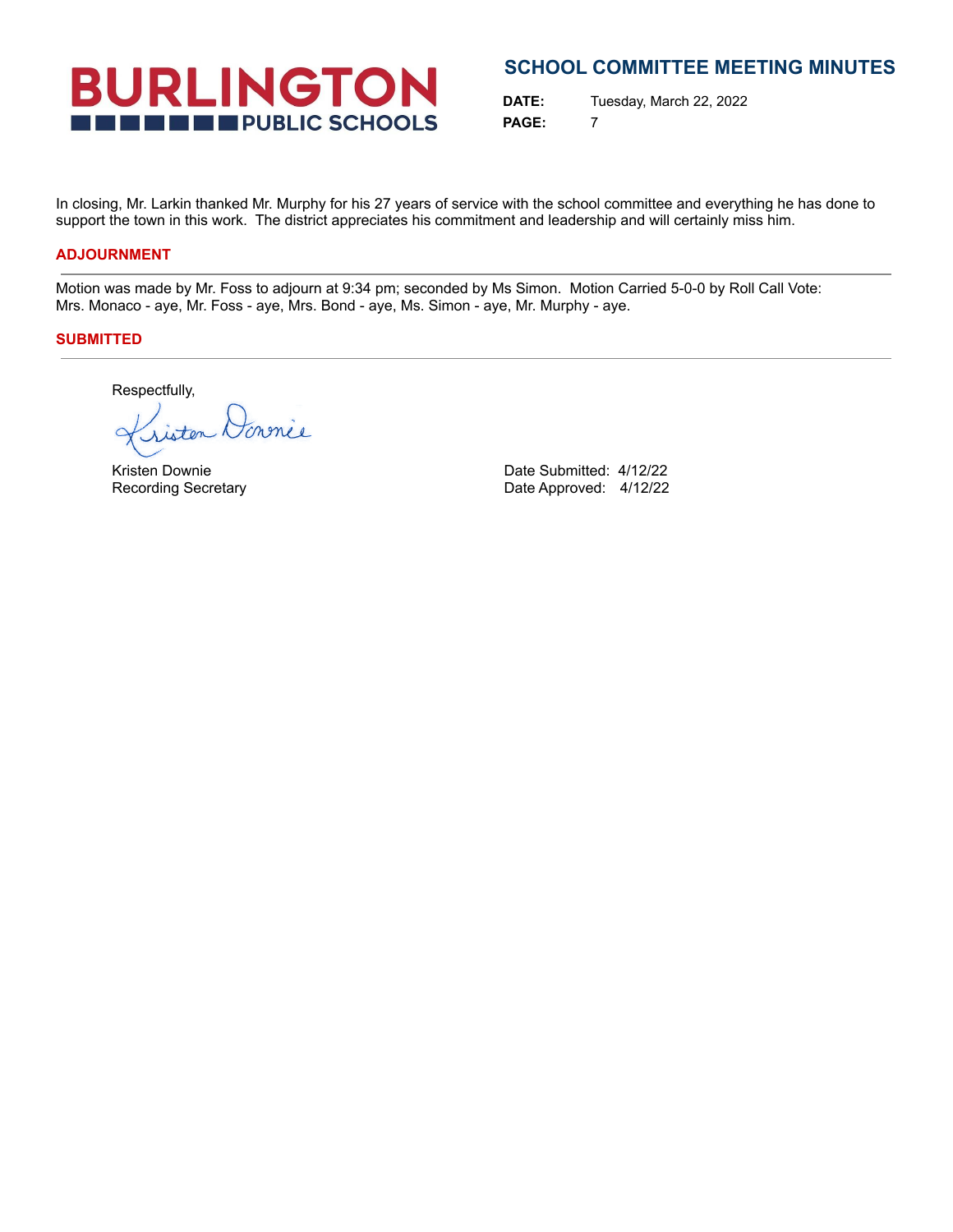In closing, Mr. Larkin thanked Mr. Murphy for his 27 years of service with the school committee and everything he has done to support the town in this work. The district appreciates his commitment and leadership and will certainly miss him.

## ADJOURNMENT

Motion was made by Mr. Foss to adjourn at 9:34 pm; seconded by Ms Simon. Motion Carried 5-0-0 by Roll Call Vote: Mrs. Monaco - aye, Mr. Foss - aye, Mrs. Bond - aye, Ms. Simon - aye, Mr. Murphy - aye.

## SUBMITTED

Respectfully,

Kristen Downie
Recording Secretary

Date Submitted: 4/12/22
Date Approved: 4/12/22